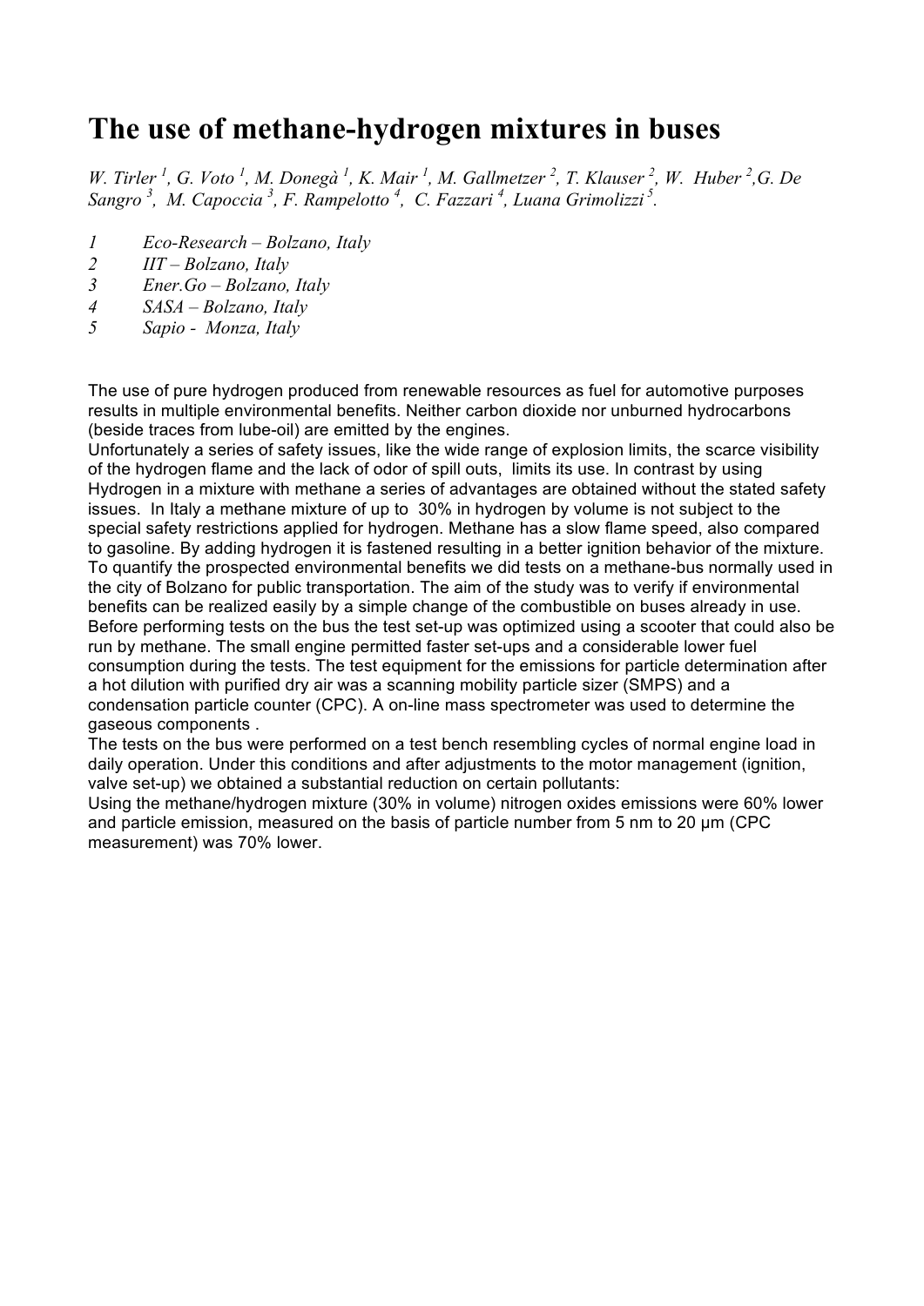# The use of methane-hydrogen mixtures in buses

*W. Tirler [1], G. Voto [1], M. Donegà [1], K. Mair [1], M. Gallmetzer [2], T. Klauser [2], W. Huber [2], G. De Sangro [3], M. Capoccia [3], F. Rampelotto [4], C. Fazzari [4], Luana Grimolizzi [5].*

1 *Eco-Research – Bolzano, Italy*
2 *IIT – Bolzano, Italy*
3 *Ener.Go – Bolzano, Italy*
4 *SASA – Bolzano, Italy*
5 *Sapio - Monza, Italy*

The use of pure hydrogen produced from renewable resources as fuel for automotive purposes results in multiple environmental benefits. Neither carbon dioxide nor unburned hydrocarbons (beside traces from lube-oil) are emitted by the engines.
Unfortunately a series of safety issues, like the wide range of explosion limits, the scarce visibility of the hydrogen flame and the lack of odor of spill outs, limits its use. In contrast by using Hydrogen in a mixture with methane a series of advantages are obtained without the stated safety issues. In Italy a methane mixture of up to 30% in hydrogen by volume is not subject to the special safety restrictions applied for hydrogen. Methane has a slow flame speed, also compared to gasoline. By adding hydrogen it is fastened resulting in a better ignition behavior of the mixture. To quantify the prospected environmental benefits we did tests on a methane-bus normally used in the city of Bolzano for public transportation. The aim of the study was to verify if environmental benefits can be realized easily by a simple change of the combustible on buses already in use. Before performing tests on the bus the test set-up was optimized using a scooter that could also be run by methane. The small engine permitted faster set-ups and a considerable lower fuel consumption during the tests. The test equipment for the emissions for particle determination after a hot dilution with purified dry air was a scanning mobility particle sizer (SMPS) and a condensation particle counter (CPC). A on-line mass spectrometer was used to determine the gaseous components .
The tests on the bus were performed on a test bench resembling cycles of normal engine load in daily operation. Under this conditions and after adjustments to the motor management (ignition, valve set-up) we obtained a substantial reduction on certain pollutants:
Using the methane/hydrogen mixture (30% in volume) nitrogen oxides emissions were 60% lower and particle emission, measured on the basis of particle number from 5 nm to 20 µm (CPC measurement) was 70% lower.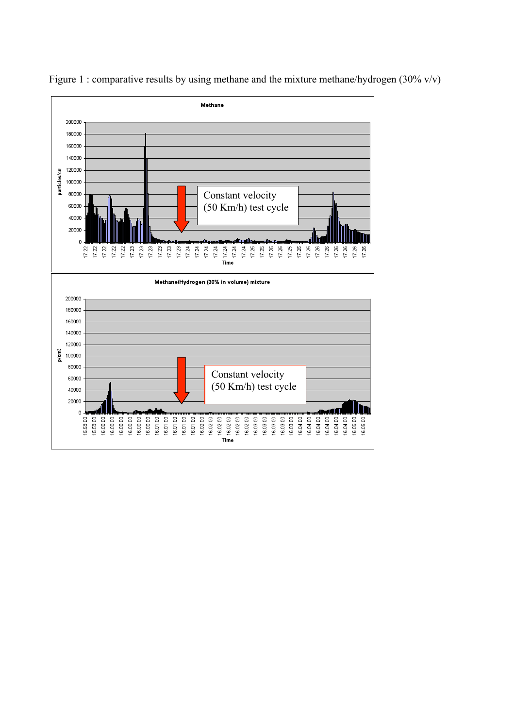Figure 1 : comparative results by using methane and the mixture methane/hydrogen (30% v/v)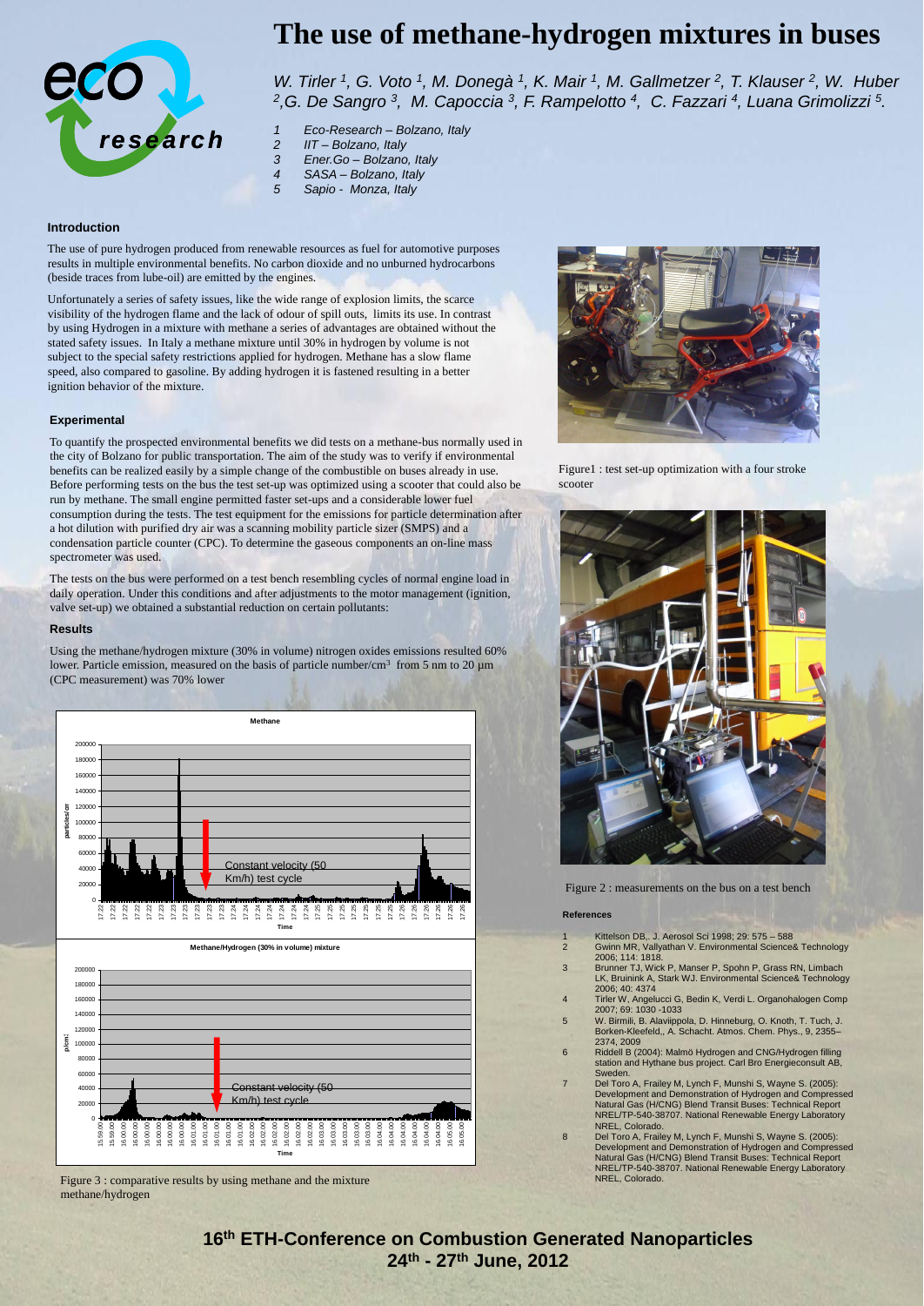# The use of methane-hydrogen mixtures in buses

*W. Tirler [1], G. Voto [1], M. Donegà [1], K. Mair [1], M. Gallmetzer [2], T. Klauser [2], W. Huber [2], G. De Sangro [3], M. Capoccia [3], F. Rampelotto [4], C. Fazzari [4], Luana Grimolizzi [5].*

1. *Eco-Research – Bolzano, Italy*
2. *IIT – Bolzano, Italy*
3. *Ener.Go – Bolzano, Italy*
4. *SASA – Bolzano, Italy*
5. *Sapio - Monza, Italy*

## Introduction

The use of pure hydrogen produced from renewable resources as fuel for automotive purposes results in multiple environmental benefits. No carbon dioxide and no unburned hydrocarbons (beside traces from lube-oil) are emitted by the engines.

Unfortunately a series of safety issues, like the wide range of explosion limits, the scarce visibility of the hydrogen flame and the lack of odour of spill outs, limits its use. In contrast by using Hydrogen in a mixture with methane a series of advantages are obtained without the stated safety issues. In Italy a methane mixture until 30% in hydrogen by volume is not subject to the special safety restrictions applied for hydrogen. Methane has a slow flame speed, also compared to gasoline. By adding hydrogen it is fastened resulting in a better ignition behavior of the mixture.

## Experimental

To quantify the prospected environmental benefits we did tests on a methane-bus normally used in the city of Bolzano for public transportation. The aim of the study was to verify if environmental benefits can be realized easily by a simple change of the combustible on buses already in use. Before performing tests on the bus the test set-up was optimized using a scooter that could also be run by methane. The small engine permitted faster set-ups and a considerable lower fuel consumption during the tests. The test equipment for the emissions for particle determination after a hot dilution with purified dry air was a scanning mobility particle sizer (SMPS) and a condensation particle counter (CPC). To determine the gaseous components an on-line mass spectrometer was used.

The tests on the bus were performed on a test bench resembling cycles of normal engine load in daily operation. Under this conditions and after adjustments to the motor management (ignition, valve set-up) we obtained a substantial reduction on certain pollutants:

## Results

Using the methane/hydrogen mixture (30% in volume) nitrogen oxides emissions resulted 60% lower. Particle emission, measured on the basis of particle number/cm$^3$ from 5 nm to 20 µm (CPC measurement) was 70% lower

Methane

particles/cm

Constant velocity (50 Km/h) test cycle

Time

Methane/Hydrogen (30% in volume) mixture

p/cm3

Constant velocity (50 Km/h) test cycle

Time

Figure 3 : comparative results by using methane and the mixture methane/hydrogen

Figure1 : test set-up optimization with a four stroke scooter

Figure 2 : measurements on the bus on a test bench

### References

1. Kittelson DB,. J. Aerosol Sci 1998; 29: 575 – 588
2. Gwinn MR, Vallyathan V. Environmental Science& Technology 2006; 114: 1818.
3. Brunner TJ, Wick P, Manser P, Spohn P, Grass RN, Limbach LK, Bruinink A, Stark WJ. Environmental Science& Technology 2006; 40: 4374
4. Tirler W, Angelucci G, Bedin K, Verdi L. Organohalogen Comp 2007; 69: 1030 -1033
5. W. Birmili, B. Alaviippola, D. Hinneburg, O. Knoth, T. Tuch, J. Borken-Kleefeld,, A. Schacht. Atmos. Chem. Phys., 9, 2355–2374, 2009
6. Riddell B (2004): Malmö Hydrogen and CNG/Hydrogen filling station and Hythane bus project. Carl Bro Energieconsult AB, Sweden.
7. Del Toro A, Frailey M, Lynch F, Munshi S, Wayne S. (2005): Development and Demonstration of Hydrogen and Compressed Natural Gas (H/CNG) Blend Transit Buses: Technical Report NREL/TP-540-38707. National Renewable Energy Laboratory NREL, Colorado.
8. Del Toro A, Frailey M, Lynch F, Munshi S, Wayne S. (2005): Development and Demonstration of Hydrogen and Compressed Natural Gas (H/CNG) Blend Transit Buses: Technical Report NREL/TP-540-38707. National Renewable Energy Laboratory NREL, Colorado.

**16th ETH-Conference on Combustion Generated Nanoparticles**
**24th - 27th June, 2012**